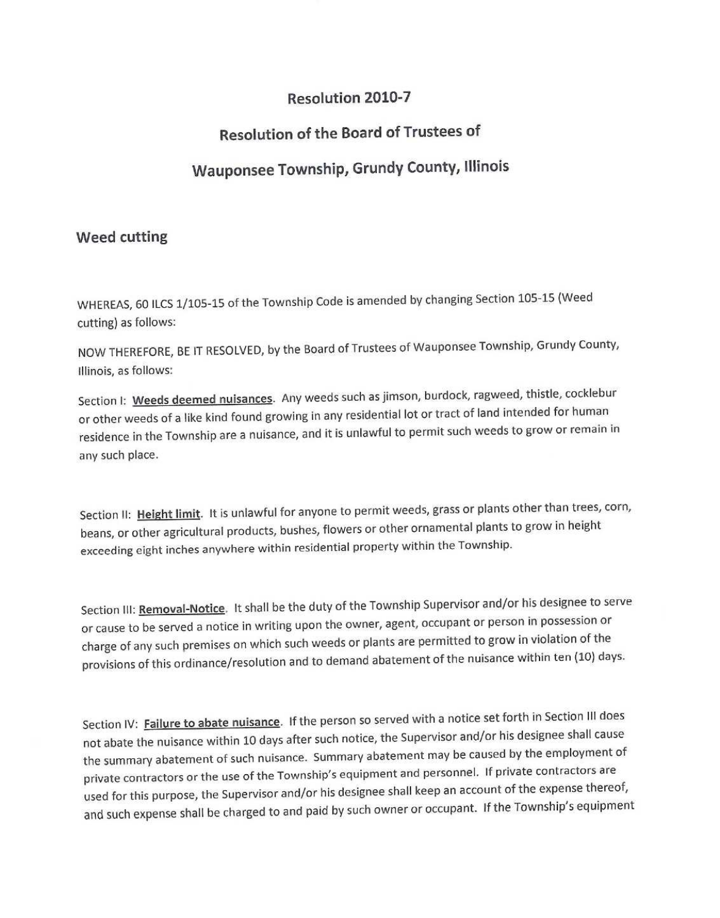# Resolution 2010-7

## Resolution of the Board of Trustees of

## Wauponsee Township, Grundy County, Illinois

### Weed cutting

WHEREAS, 60 ILCS 1/105-15 of the Township Code is amended by changing Section 105-15 (Weed cutting) as follows:

NOW THEREFORE, BE IT RESOLVED, by the Board of Trustees of Wauponsee Township, Grundy County, Illinois, as follows:

Section I: **Weeds deemed nuisances**. Any weeds such as jimson, burdock, ragweed, thistle, cocklebur or other weeds of a like kind found growing in any residential lot or tract of land intended for human residence in the Township are a nuisance, and it is unlawful to permit such weeds to grow or remain in any such place.

Section II: **Height limit**. It is unlawful for anyone to permit weeds, grass or plants other than trees, corn, beans, or other agricultural products, bushes, flowers or other ornamental plants to grow in height exceeding eight inches anywhere within residential property within the Township.

Section III: **Removal-Notice**. It shall be the duty of the Township Supervisor and/or his designee to serve or cause to be served a notice in writing upon the owner, agent, occupant or person in possession or charge of any such premises on which such weeds or plants are permitted to grow in violation of the provisions of this ordinance/resolution and to demand abatement of the nuisance within ten (10) days.

Section IV: **Failure to abate nuisance**. If the person so served with a notice set forth in Section III does not abate the nuisance within 10 days after such notice, the Supervisor and/or his designee shall cause the summary abatement of such nuisance. Summary abatement may be caused by the employment of private contractors or the use of the Township's equipment and personnel. If private contractors are used for this purpose, the Supervisor and/or his designee shall keep an account of the expense thereof, and such expense shall be charged to and paid by such owner or occupant. If the Township's equipment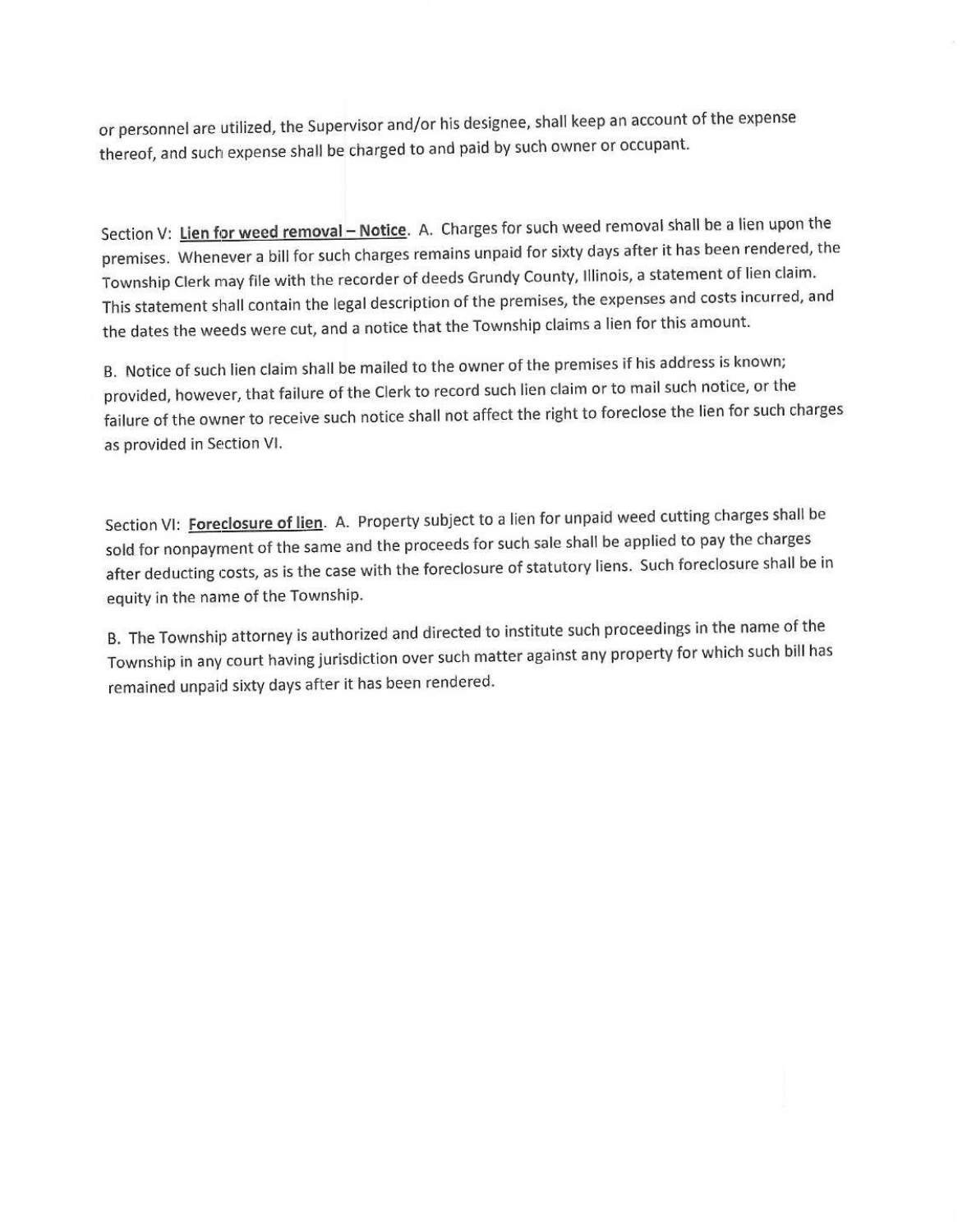or personnel are utilized, the Supervisor and/or his designee, shall keep an account of the expense thereof, and such expense shall be charged to and paid by such owner or occupant.

Section V: **Lien for weed removal – Notice**. A. Charges for such weed removal shall be a lien upon the premises. Whenever a bill for such charges remains unpaid for sixty days after it has been rendered, the Township Clerk may file with the recorder of deeds Grundy County, Illinois, a statement of lien claim. This statement shall contain the legal description of the premises, the expenses and costs incurred, and the dates the weeds were cut, and a notice that the Township claims a lien for this amount.

B. Notice of such lien claim shall be mailed to the owner of the premises if his address is known; provided, however, that failure of the Clerk to record such lien claim or to mail such notice, or the failure of the owner to receive such notice shall not affect the right to foreclose the lien for such charges as provided in Section VI.

Section VI: **Foreclosure of lien**. A. Property subject to a lien for unpaid weed cutting charges shall be sold for nonpayment of the same and the proceeds for such sale shall be applied to pay the charges after deducting costs, as is the case with the foreclosure of statutory liens. Such foreclosure shall be in equity in the name of the Township.

B. The Township attorney is authorized and directed to institute such proceedings in the name of the Township in any court having jurisdiction over such matter against any property for which such bill has remained unpaid sixty days after it has been rendered.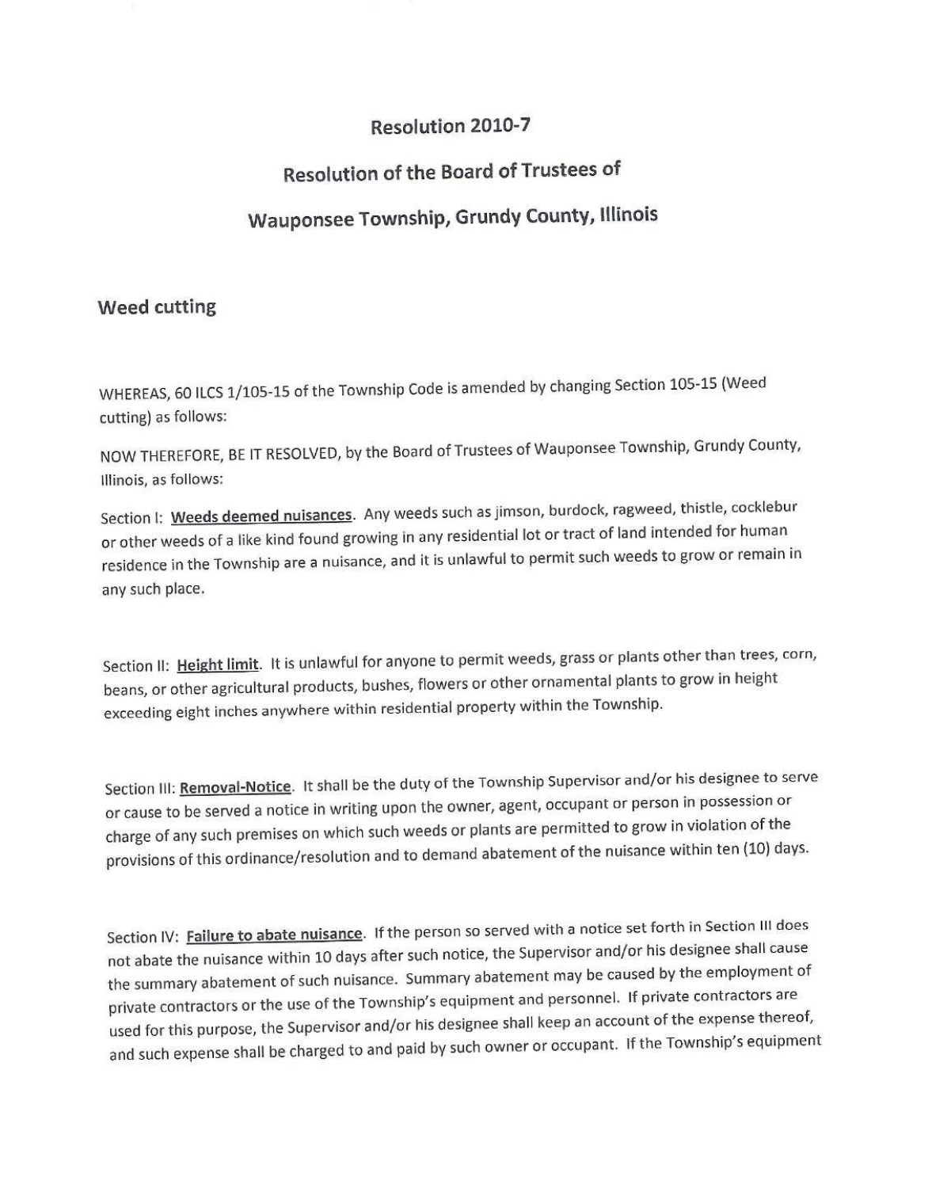# Resolution 2010-7

## Resolution of the Board of Trustees of

## Wauponsee Township, Grundy County, Illinois

### Weed cutting

WHEREAS, 60 ILCS 1/105-15 of the Township Code is amended by changing Section 105-15 (Weed cutting) as follows:

NOW THEREFORE, BE IT RESOLVED, by the Board of Trustees of Wauponsee Township, Grundy County, Illinois, as follows:

Section I: **Weeds deemed nuisances**. Any weeds such as jimson, burdock, ragweed, thistle, cocklebur or other weeds of a like kind found growing in any residential lot or tract of land intended for human residence in the Township are a nuisance, and it is unlawful to permit such weeds to grow or remain in any such place.

Section II: **Height limit**. It is unlawful for anyone to permit weeds, grass or plants other than trees, corn, beans, or other agricultural products, bushes, flowers or other ornamental plants to grow in height exceeding eight inches anywhere within residential property within the Township.

Section III: **Removal-Notice**. It shall be the duty of the Township Supervisor and/or his designee to serve or cause to be served a notice in writing upon the owner, agent, occupant or person in possession or charge of any such premises on which such weeds or plants are permitted to grow in violation of the provisions of this ordinance/resolution and to demand abatement of the nuisance within ten (10) days.

Section IV: **Failure to abate nuisance**. If the person so served with a notice set forth in Section III does not abate the nuisance within 10 days after such notice, the Supervisor and/or his designee shall cause the summary abatement of such nuisance. Summary abatement may be caused by the employment of private contractors or the use of the Township's equipment and personnel. If private contractors are used for this purpose, the Supervisor and/or his designee shall keep an account of the expense thereof, and such expense shall be charged to and paid by such owner or occupant. If the Township's equipment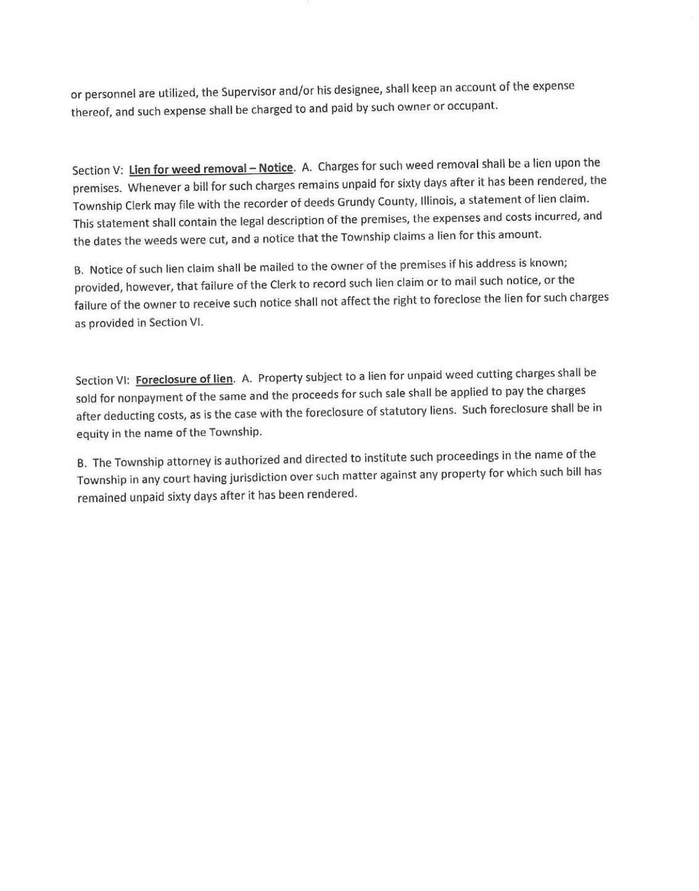or personnel are utilized, the Supervisor and/or his designee, shall keep an account of the expense thereof, and such expense shall be charged to and paid by such owner or occupant.

Section V: **Lien for weed removal – Notice**. A. Charges for such weed removal shall be a lien upon the premises. Whenever a bill for such charges remains unpaid for sixty days after it has been rendered, the Township Clerk may file with the recorder of deeds Grundy County, Illinois, a statement of lien claim. This statement shall contain the legal description of the premises, the expenses and costs incurred, and the dates the weeds were cut, and a notice that the Township claims a lien for this amount.

B. Notice of such lien claim shall be mailed to the owner of the premises if his address is known; provided, however, that failure of the Clerk to record such lien claim or to mail such notice, or the failure of the owner to receive such notice shall not affect the right to foreclose the lien for such charges as provided in Section VI.

Section VI: **Foreclosure of lien**. A. Property subject to a lien for unpaid weed cutting charges shall be sold for nonpayment of the same and the proceeds for such sale shall be applied to pay the charges after deducting costs, as is the case with the foreclosure of statutory liens. Such foreclosure shall be in equity in the name of the Township.

B. The Township attorney is authorized and directed to institute such proceedings in the name of the Township in any court having jurisdiction over such matter against any property for which such bill has remained unpaid sixty days after it has been rendered.